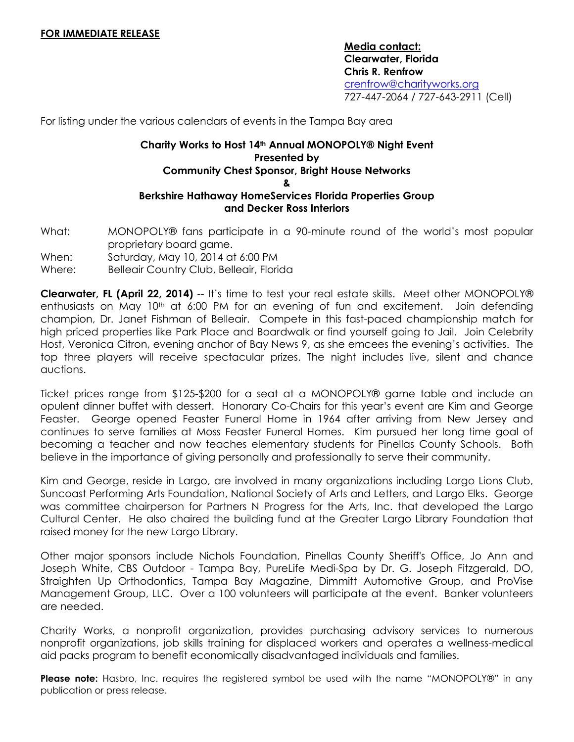**FOR IMMEDIATE RELEASE**

**Media contact:**
**Clearwater, Florida**
**Chris R. Renfrow**
crenfrow@charityworks.org
727-447-2064 / 727-643-2911 (Cell)

For listing under the various calendars of events in the Tampa Bay area

**Charity Works to Host 14th Annual MONOPOLY® Night Event**
**Presented by**
**Community Chest Sponsor, Bright House Networks**
**&**
**Berkshire Hathaway HomeServices Florida Properties Group**
**and Decker Ross Interiors**

What: MONOPOLY® fans participate in a 90-minute round of the world's most popular proprietary board game.
When: Saturday, May 10, 2014 at 6:00 PM
Where: Belleair Country Club, Belleair, Florida

**Clearwater, FL (April 22, 2014)** -- It's time to test your real estate skills. Meet other MONOPOLY® enthusiasts on May 10th at 6:00 PM for an evening of fun and excitement. Join defending champion, Dr. Janet Fishman of Belleair. Compete in this fast-paced championship match for high priced properties like Park Place and Boardwalk or find yourself going to Jail. Join Celebrity Host, Veronica Citron, evening anchor of Bay News 9, as she emcees the evening's activities. The top three players will receive spectacular prizes. The night includes live, silent and chance auctions.

Ticket prices range from $125-$200 for a seat at a MONOPOLY® game table and include an opulent dinner buffet with dessert. Honorary Co-Chairs for this year's event are Kim and George Feaster. George opened Feaster Funeral Home in 1964 after arriving from New Jersey and continues to serve families at Moss Feaster Funeral Homes. Kim pursued her long time goal of becoming a teacher and now teaches elementary students for Pinellas County Schools. Both believe in the importance of giving personally and professionally to serve their community.

Kim and George, reside in Largo, are involved in many organizations including Largo Lions Club, Suncoast Performing Arts Foundation, National Society of Arts and Letters, and Largo Elks. George was committee chairperson for Partners N Progress for the Arts, Inc. that developed the Largo Cultural Center. He also chaired the building fund at the Greater Largo Library Foundation that raised money for the new Largo Library.

Other major sponsors include Nichols Foundation, Pinellas County Sheriff's Office, Jo Ann and Joseph White, CBS Outdoor - Tampa Bay, PureLife Medi-Spa by Dr. G. Joseph Fitzgerald, DO, Straighten Up Orthodontics, Tampa Bay Magazine, Dimmitt Automotive Group, and ProVise Management Group, LLC. Over a 100 volunteers will participate at the event. Banker volunteers are needed.

Charity Works, a nonprofit organization, provides purchasing advisory services to numerous nonprofit organizations, job skills training for displaced workers and operates a wellness-medical aid packs program to benefit economically disadvantaged individuals and families.

**Please note:** Hasbro, Inc. requires the registered symbol be used with the name "MONOPOLY®" in any publication or press release.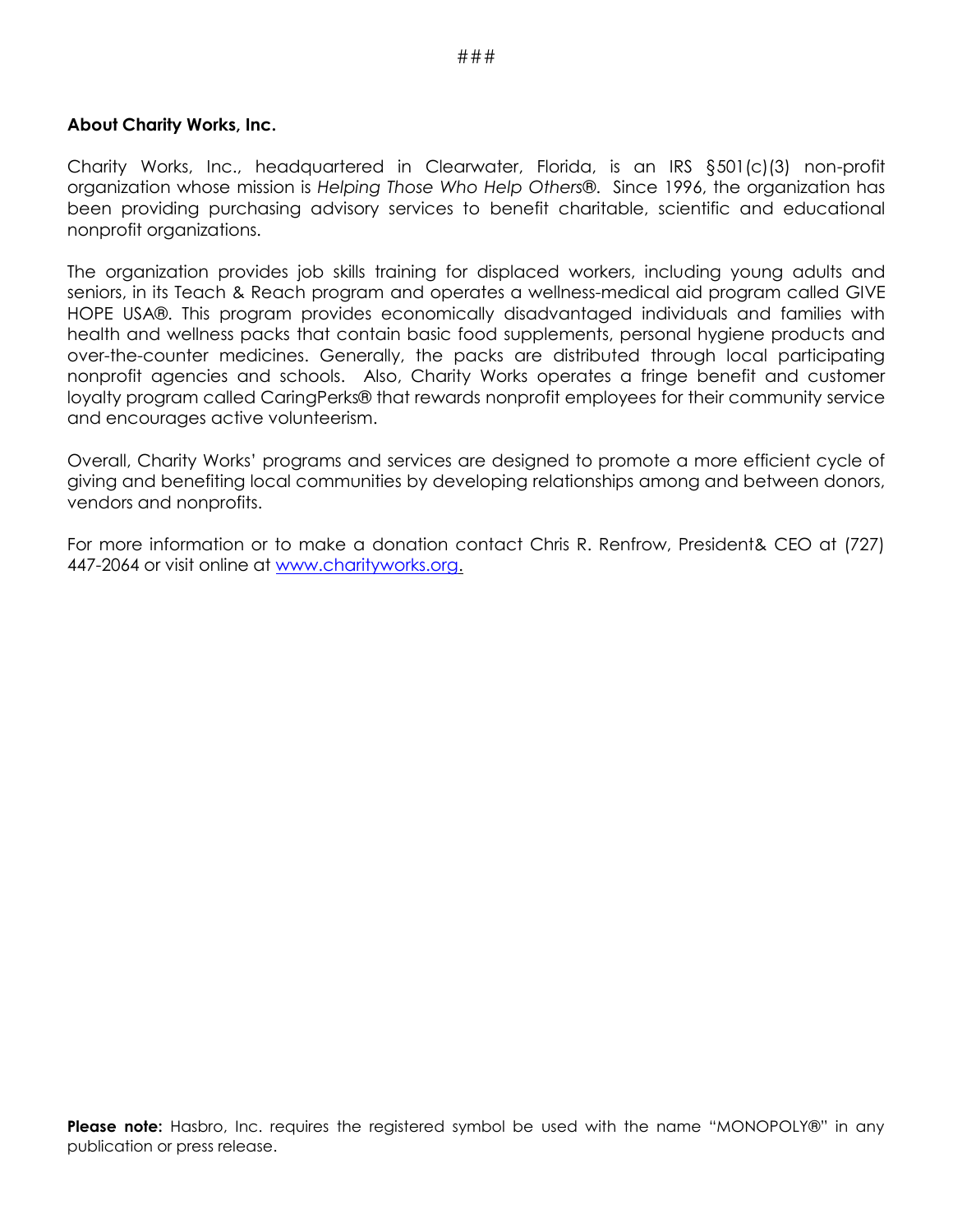###

**About Charity Works, Inc.**

Charity Works, Inc., headquartered in Clearwater, Florida, is an IRS §501(c)(3) non-profit organization whose mission is *Helping Those Who Help Others®*. Since 1996, the organization has been providing purchasing advisory services to benefit charitable, scientific and educational nonprofit organizations.

The organization provides job skills training for displaced workers, including young adults and seniors, in its Teach & Reach program and operates a wellness-medical aid program called GIVE HOPE USA®. This program provides economically disadvantaged individuals and families with health and wellness packs that contain basic food supplements, personal hygiene products and over-the-counter medicines. Generally, the packs are distributed through local participating nonprofit agencies and schools. Also, Charity Works operates a fringe benefit and customer loyalty program called CaringPerks® that rewards nonprofit employees for their community service and encourages active volunteerism.

Overall, Charity Works' programs and services are designed to promote a more efficient cycle of giving and benefiting local communities by developing relationships among and between donors, vendors and nonprofits.

For more information or to make a donation contact Chris R. Renfrow, President& CEO at (727) 447-2064 or visit online at [www.charityworks.org.](http://www.charityworks.org)

**Please note:** Hasbro, Inc. requires the registered symbol be used with the name "MONOPOLY®" in any publication or press release.